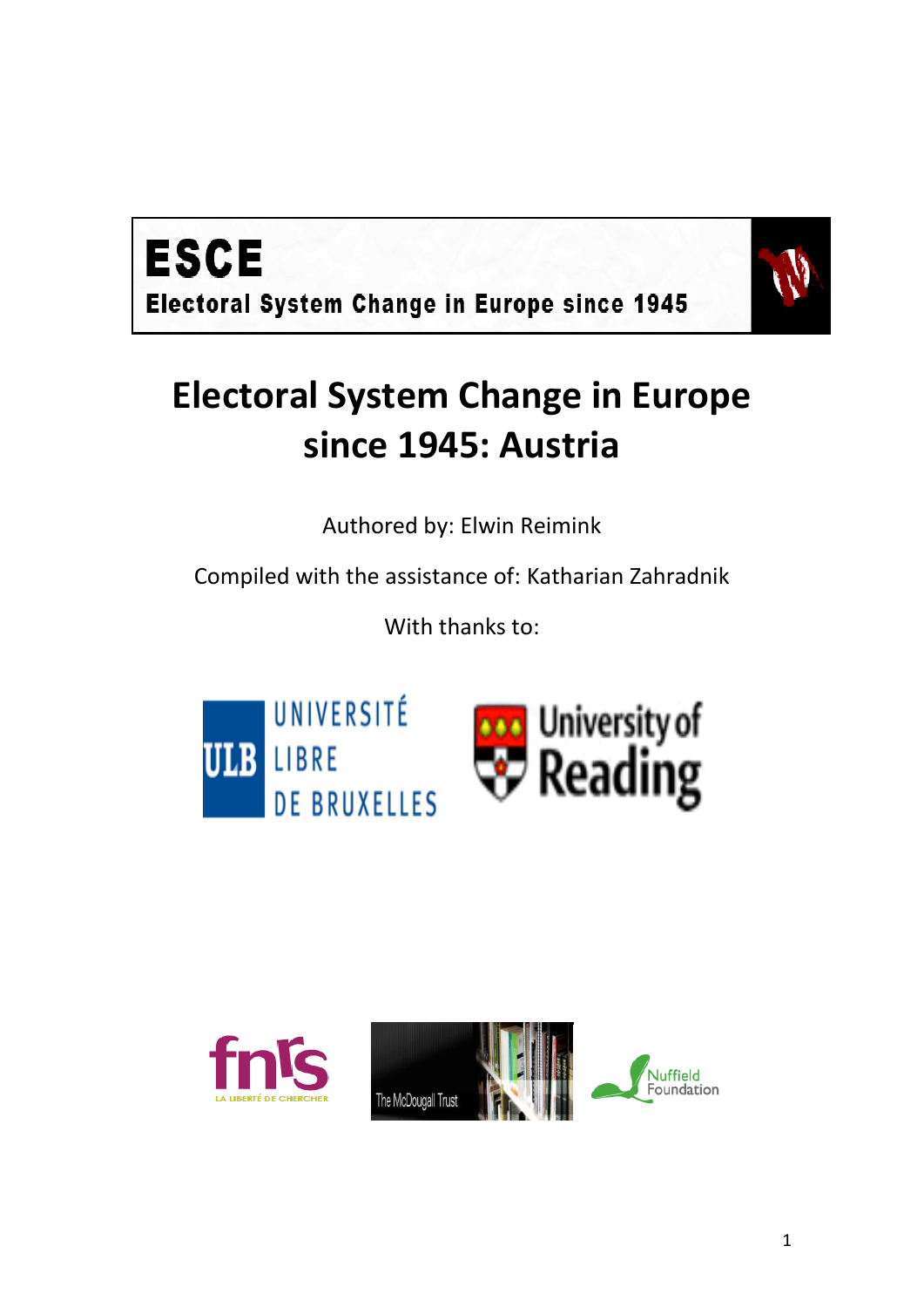**ESCE**

**Electoral System Change in Europe since 1945**

# Electoral System Change in Europe since 1945: Austria

Authored by: Elwin Reimink

Compiled with the assistance of: Katharian Zahradnik

With thanks to: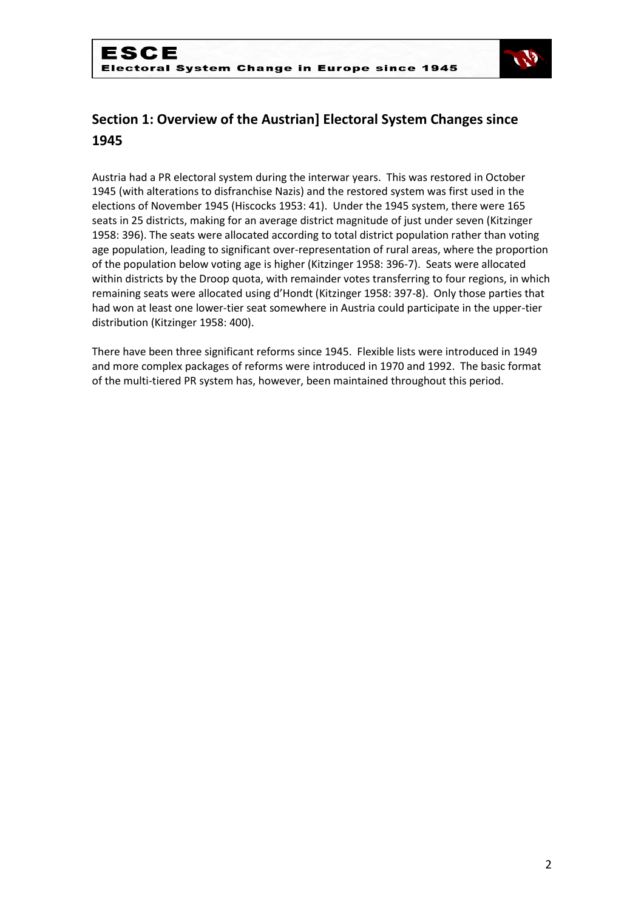## Section 1: Overview of the Austrian] Electoral System Changes since 1945

Austria had a PR electoral system during the interwar years. This was restored in October 1945 (with alterations to disfranchise Nazis) and the restored system was first used in the elections of November 1945 (Hiscocks 1953: 41). Under the 1945 system, there were 165 seats in 25 districts, making for an average district magnitude of just under seven (Kitzinger 1958: 396). The seats were allocated according to total district population rather than voting age population, leading to significant over-representation of rural areas, where the proportion of the population below voting age is higher (Kitzinger 1958: 396-7). Seats were allocated within districts by the Droop quota, with remainder votes transferring to four regions, in which remaining seats were allocated using d'Hondt (Kitzinger 1958: 397-8). Only those parties that had won at least one lower-tier seat somewhere in Austria could participate in the upper-tier distribution (Kitzinger 1958: 400).

There have been three significant reforms since 1945. Flexible lists were introduced in 1949 and more complex packages of reforms were introduced in 1970 and 1992. The basic format of the multi-tiered PR system has, however, been maintained throughout this period.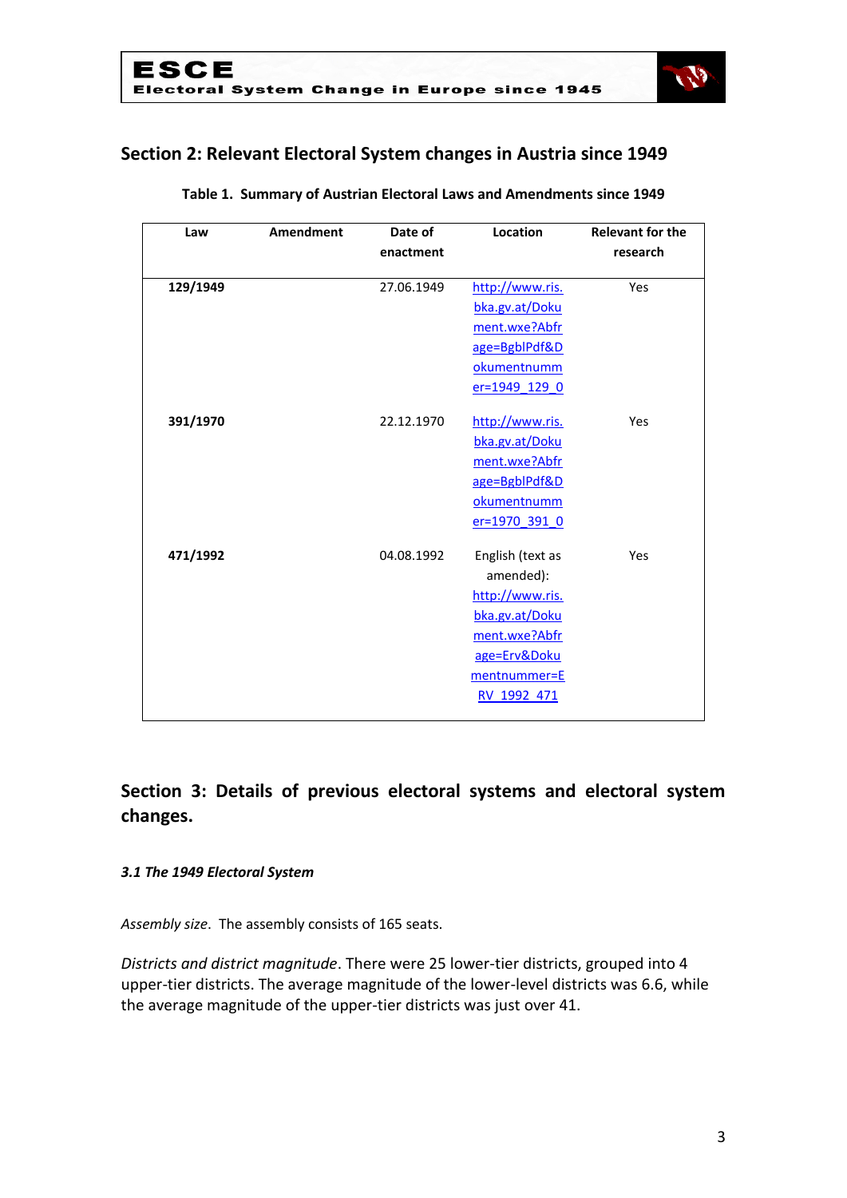## Section 2: Relevant Electoral System changes in Austria since 1949

**Table 1. Summary of Austrian Electoral Laws and Amendments since 1949**

| Law | Amendment | Date of enactment | Location | Relevant for the research |
|---|---|---|---|---|
| **129/1949** | | 27.06.1949 | http://www.ris.bka.gv.at/Dokument.wxe?Abfrage=BgblPdf&Dokumentnummer=1949_129_0 | Yes |
| **391/1970** | | 22.12.1970 | http://www.ris.bka.gv.at/Dokument.wxe?Abfrage=BgblPdf&Dokumentnummer=1970_391_0 | Yes |
| **471/1992** | | 04.08.1992 | English (text as amended): http://www.ris.bka.gv.at/Dokument.wxe?Abfrage=Erv&Dokumentnummer=ERV_1992_471 | Yes |

## Section 3: Details of previous electoral systems and electoral system changes.

#### *3.1 The 1949 Electoral System*

*Assembly size*. The assembly consists of 165 seats.

*Districts and district magnitude*. There were 25 lower-tier districts, grouped into 4 upper-tier districts. The average magnitude of the lower-level districts was 6.6, while the average magnitude of the upper-tier districts was just over 41.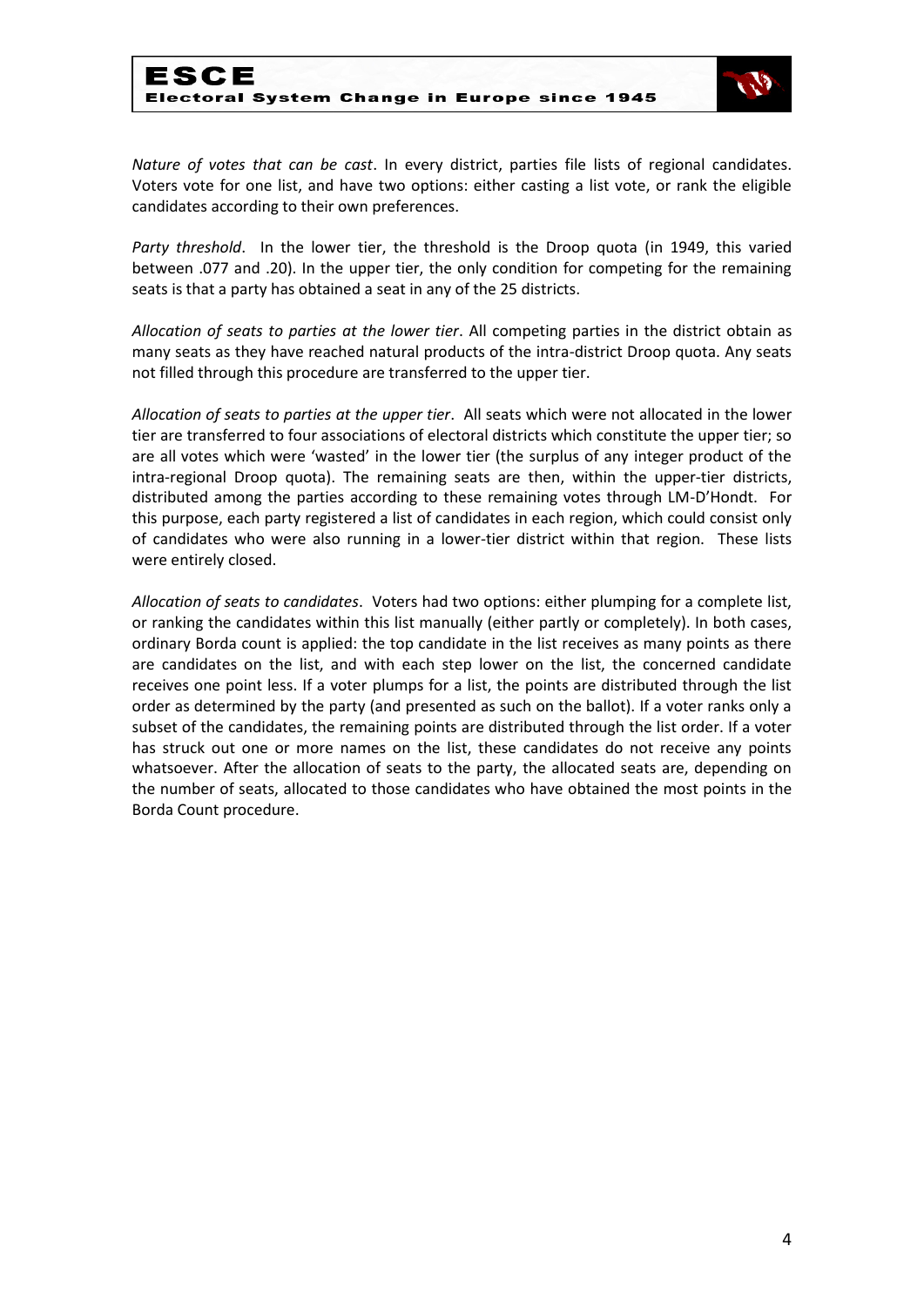*Nature of votes that can be cast*. In every district, parties file lists of regional candidates. Voters vote for one list, and have two options: either casting a list vote, or rank the eligible candidates according to their own preferences.

*Party threshold*. In the lower tier, the threshold is the Droop quota (in 1949, this varied between .077 and .20). In the upper tier, the only condition for competing for the remaining seats is that a party has obtained a seat in any of the 25 districts.

*Allocation of seats to parties at the lower tier*. All competing parties in the district obtain as many seats as they have reached natural products of the intra-district Droop quota. Any seats not filled through this procedure are transferred to the upper tier.

*Allocation of seats to parties at the upper tier*. All seats which were not allocated in the lower tier are transferred to four associations of electoral districts which constitute the upper tier; so are all votes which were 'wasted' in the lower tier (the surplus of any integer product of the intra-regional Droop quota). The remaining seats are then, within the upper-tier districts, distributed among the parties according to these remaining votes through LM-D'Hondt. For this purpose, each party registered a list of candidates in each region, which could consist only of candidates who were also running in a lower-tier district within that region. These lists were entirely closed.

*Allocation of seats to candidates*. Voters had two options: either plumping for a complete list, or ranking the candidates within this list manually (either partly or completely). In both cases, ordinary Borda count is applied: the top candidate in the list receives as many points as there are candidates on the list, and with each step lower on the list, the concerned candidate receives one point less. If a voter plumps for a list, the points are distributed through the list order as determined by the party (and presented as such on the ballot). If a voter ranks only a subset of the candidates, the remaining points are distributed through the list order. If a voter has struck out one or more names on the list, these candidates do not receive any points whatsoever. After the allocation of seats to the party, the allocated seats are, depending on the number of seats, allocated to those candidates who have obtained the most points in the Borda Count procedure.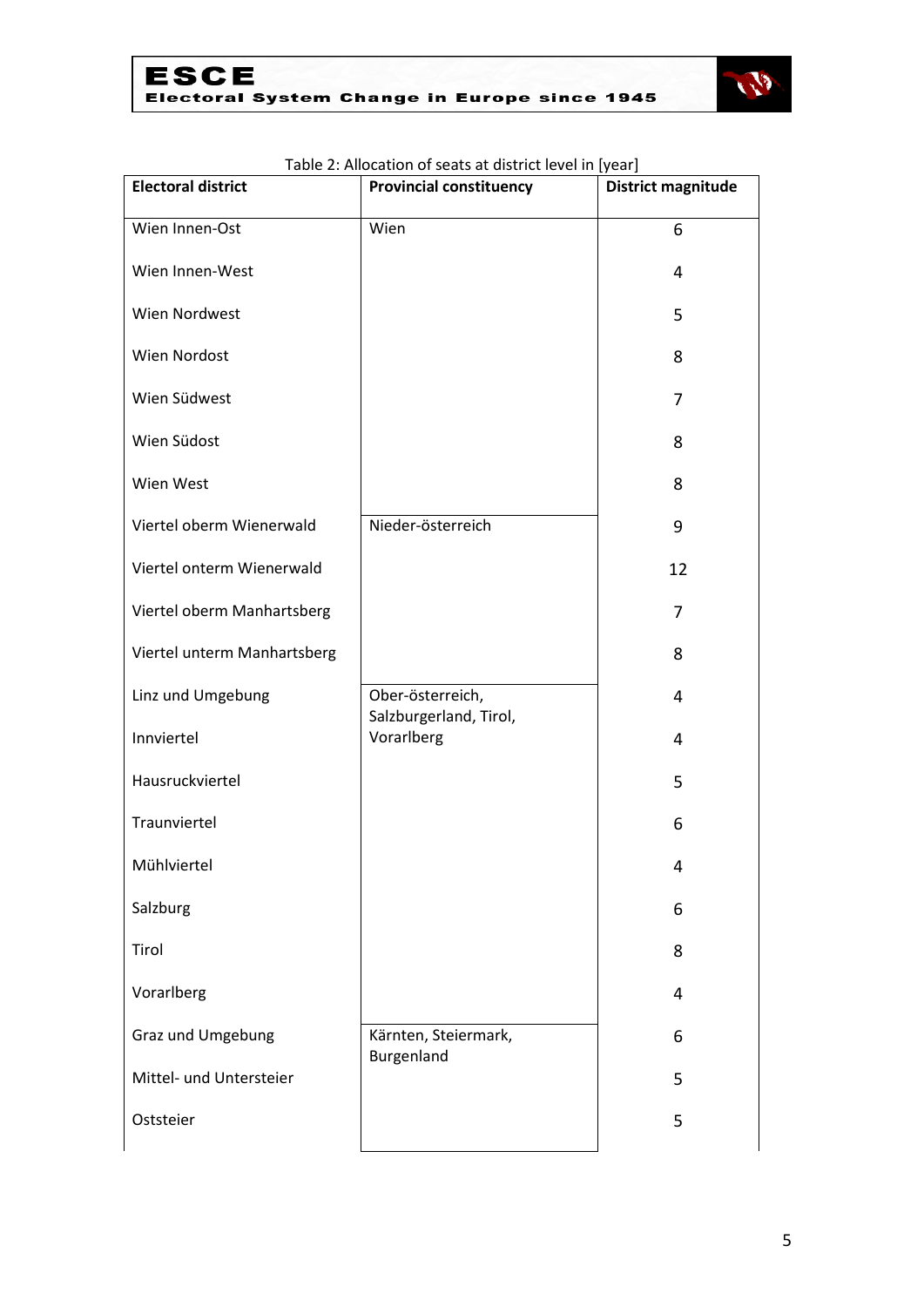Table 2: Allocation of seats at district level in [year]

| Electoral district | Provincial constituency | District magnitude |
|---|---|---|
| Wien Innen-Ost | Wien | 6 |
| Wien Innen-West | | 4 |
| Wien Nordwest | | 5 |
| Wien Nordost | | 8 |
| Wien Südwest | | 7 |
| Wien Südost | | 8 |
| Wien West | | 8 |
| Viertel oberm Wienerwald | Nieder-österreich | 9 |
| Viertel onterm Wienerwald | | 12 |
| Viertel oberm Manhartsberg | | 7 |
| Viertel unterm Manhartsberg | | 8 |
| Linz und Umgebung | Ober-österreich, Salzburgerland, Tirol, Vorarlberg | 4 |
| Innviertel | | 4 |
| Hausruckviertel | | 5 |
| Traunviertel | | 6 |
| Mühlviertel | | 4 |
| Salzburg | | 6 |
| Tirol | | 8 |
| Vorarlberg | | 4 |
| Graz und Umgebung | Kärnten, Steiermark, Burgenland | 6 |
| Mittel- und Untersteier | | 5 |
| Oststeier | | 5 |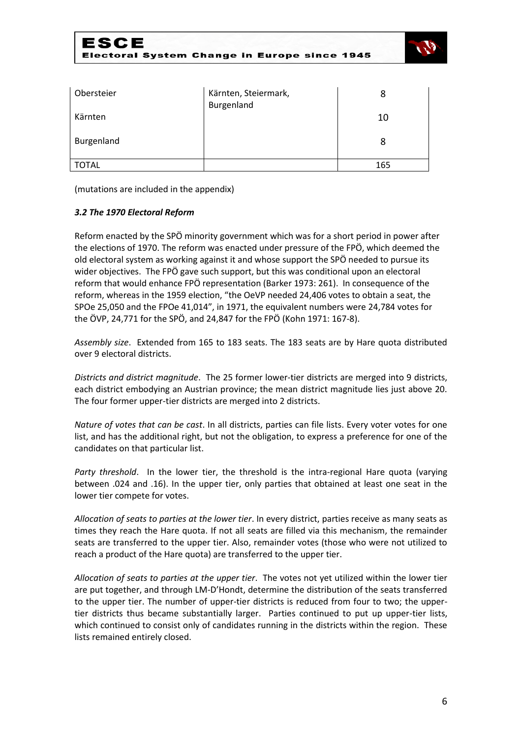| Obersteier | Kärnten, Steiermark, Burgenland | 8 |
|---|---|---|
| Kärnten | | 10 |
| Burgenland | | 8 |
| TOTAL | | 165 |

(mutations are included in the appendix)

### *3.2 The 1970 Electoral Reform*

Reform enacted by the SPÖ minority government which was for a short period in power after the elections of 1970. The reform was enacted under pressure of the FPÖ, which deemed the old electoral system as working against it and whose support the SPÖ needed to pursue its wider objectives. The FPÖ gave such support, but this was conditional upon an electoral reform that would enhance FPÖ representation (Barker 1973: 261). In consequence of the reform, whereas in the 1959 election, "the OeVP needed 24,406 votes to obtain a seat, the SPOe 25,050 and the FPOe 41,014", in 1971, the equivalent numbers were 24,784 votes for the ÖVP, 24,771 for the SPÖ, and 24,847 for the FPÖ (Kohn 1971: 167-8).

*Assembly size*. Extended from 165 to 183 seats. The 183 seats are by Hare quota distributed over 9 electoral districts.

*Districts and district magnitude*. The 25 former lower-tier districts are merged into 9 districts, each district embodying an Austrian province; the mean district magnitude lies just above 20. The four former upper-tier districts are merged into 2 districts.

*Nature of votes that can be cast*. In all districts, parties can file lists. Every voter votes for one list, and has the additional right, but not the obligation, to express a preference for one of the candidates on that particular list.

*Party threshold*. In the lower tier, the threshold is the intra-regional Hare quota (varying between .024 and .16). In the upper tier, only parties that obtained at least one seat in the lower tier compete for votes.

*Allocation of seats to parties at the lower tier*. In every district, parties receive as many seats as times they reach the Hare quota. If not all seats are filled via this mechanism, the remainder seats are transferred to the upper tier. Also, remainder votes (those who were not utilized to reach a product of the Hare quota) are transferred to the upper tier.

*Allocation of seats to parties at the upper tier*. The votes not yet utilized within the lower tier are put together, and through LM-D'Hondt, determine the distribution of the seats transferred to the upper tier. The number of upper-tier districts is reduced from four to two; the upper-tier districts thus became substantially larger. Parties continued to put up upper-tier lists, which continued to consist only of candidates running in the districts within the region. These lists remained entirely closed.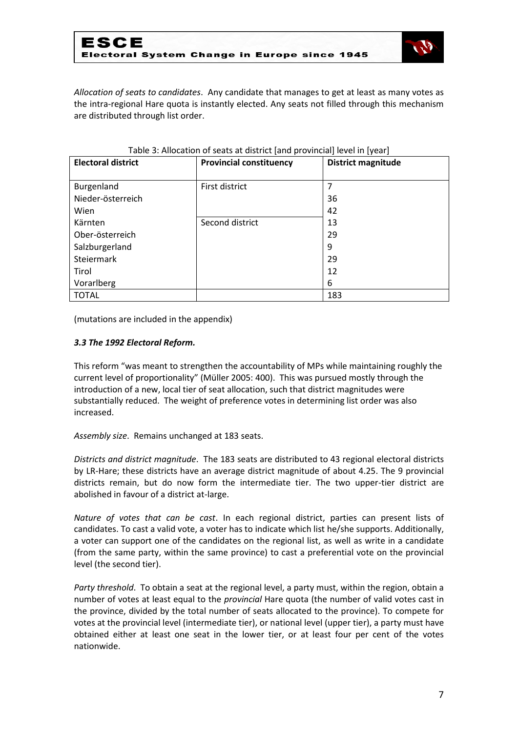*Allocation of seats to candidates*. Any candidate that manages to get at least as many votes as the intra-regional Hare quota is instantly elected. Any seats not filled through this mechanism are distributed through list order.

Table 3: Allocation of seats at district [and provincial] level in [year]

| Electoral district | Provincial constituency | District magnitude |
|---|---|---|
| Burgenland | First district | 7 |
| Nieder-österreich | | 36 |
| Wien | | 42 |
| Kärnten | Second district | 13 |
| Ober-österreich | | 29 |
| Salzburgerland | | 9 |
| Steiermark | | 29 |
| Tirol | | 12 |
| Vorarlberg | | 6 |
| TOTAL | | 183 |

(mutations are included in the appendix)

### *3.3 The 1992 Electoral Reform.*

This reform "was meant to strengthen the accountability of MPs while maintaining roughly the current level of proportionality" (Müller 2005: 400). This was pursued mostly through the introduction of a new, local tier of seat allocation, such that district magnitudes were substantially reduced. The weight of preference votes in determining list order was also increased.

*Assembly size*. Remains unchanged at 183 seats.

*Districts and district magnitude*. The 183 seats are distributed to 43 regional electoral districts by LR-Hare; these districts have an average district magnitude of about 4.25. The 9 provincial districts remain, but do now form the intermediate tier. The two upper-tier district are abolished in favour of a district at-large.

*Nature of votes that can be cast*. In each regional district, parties can present lists of candidates. To cast a valid vote, a voter has to indicate which list he/she supports. Additionally, a voter can support one of the candidates on the regional list, as well as write in a candidate (from the same party, within the same province) to cast a preferential vote on the provincial level (the second tier).

*Party threshold*. To obtain a seat at the regional level, a party must, within the region, obtain a number of votes at least equal to the *provincial* Hare quota (the number of valid votes cast in the province, divided by the total number of seats allocated to the province). To compete for votes at the provincial level (intermediate tier), or national level (upper tier), a party must have obtained either at least one seat in the lower tier, or at least four per cent of the votes nationwide.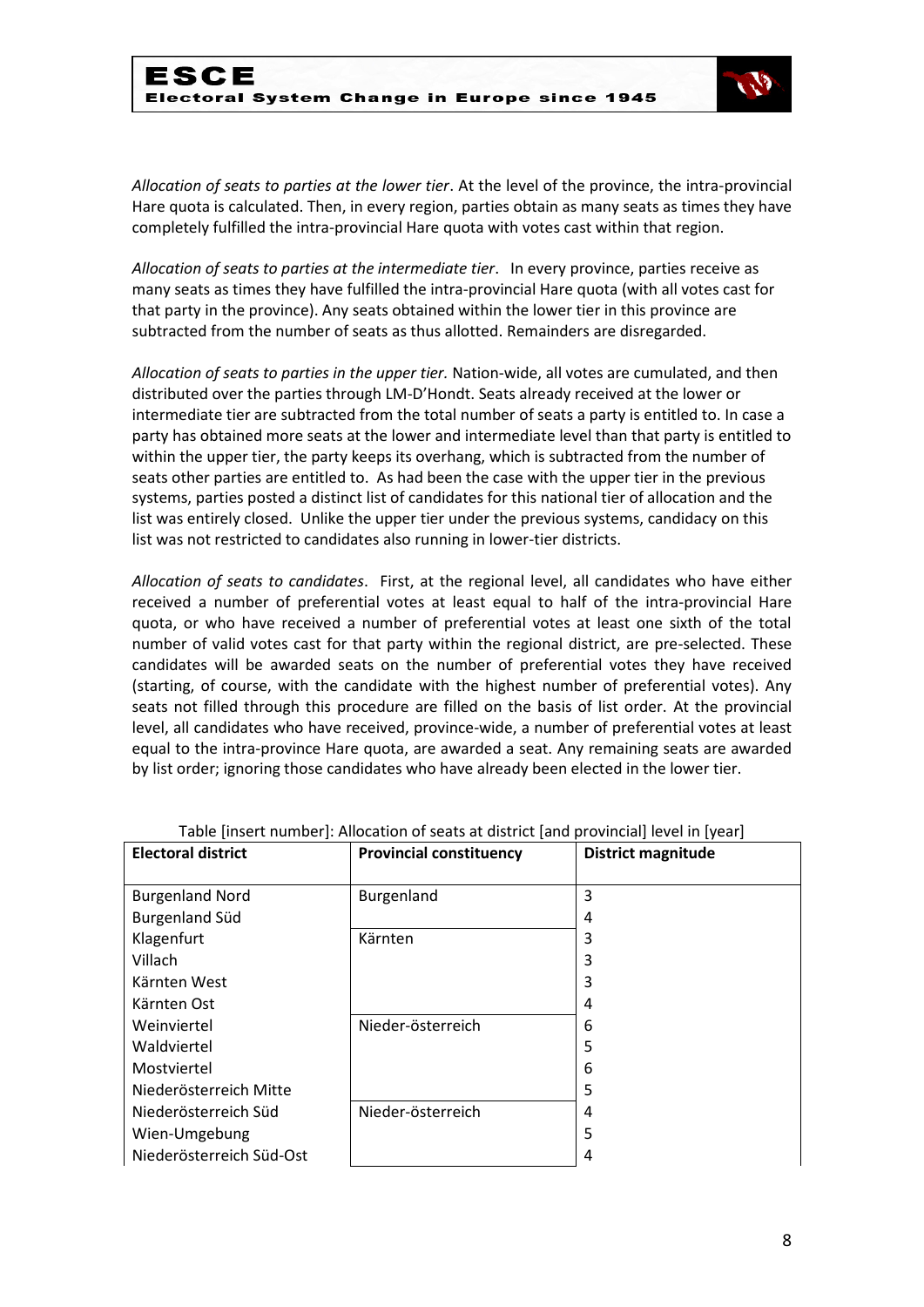*Allocation of seats to parties at the lower tier*. At the level of the province, the intra-provincial Hare quota is calculated. Then, in every region, parties obtain as many seats as times they have completely fulfilled the intra-provincial Hare quota with votes cast within that region.

*Allocation of seats to parties at the intermediate tier*. In every province, parties receive as many seats as times they have fulfilled the intra-provincial Hare quota (with all votes cast for that party in the province). Any seats obtained within the lower tier in this province are subtracted from the number of seats as thus allotted. Remainders are disregarded.

*Allocation of seats to parties in the upper tier.* Nation-wide, all votes are cumulated, and then distributed over the parties through LM-D'Hondt. Seats already received at the lower or intermediate tier are subtracted from the total number of seats a party is entitled to. In case a party has obtained more seats at the lower and intermediate level than that party is entitled to within the upper tier, the party keeps its overhang, which is subtracted from the number of seats other parties are entitled to. As had been the case with the upper tier in the previous systems, parties posted a distinct list of candidates for this national tier of allocation and the list was entirely closed. Unlike the upper tier under the previous systems, candidacy on this list was not restricted to candidates also running in lower-tier districts.

*Allocation of seats to candidates*. First, at the regional level, all candidates who have either received a number of preferential votes at least equal to half of the intra-provincial Hare quota, or who have received a number of preferential votes at least one sixth of the total number of valid votes cast for that party within the regional district, are pre-selected. These candidates will be awarded seats on the number of preferential votes they have received (starting, of course, with the candidate with the highest number of preferential votes). Any seats not filled through this procedure are filled on the basis of list order. At the provincial level, all candidates who have received, province-wide, a number of preferential votes at least equal to the intra-province Hare quota, are awarded a seat. Any remaining seats are awarded by list order; ignoring those candidates who have already been elected in the lower tier.

Table [insert number]: Allocation of seats at district [and provincial] level in [year]

| Electoral district | Provincial constituency | District magnitude |
|---|---|---|
| Burgenland Nord | Burgenland | 3 |
| Burgenland Süd | | 4 |
| Klagenfurt | Kärnten | 3 |
| Villach | | 3 |
| Kärnten West | | 3 |
| Kärnten Ost | | 4 |
| Weinviertel | Nieder-österreich | 6 |
| Waldviertel | | 5 |
| Mostviertel | | 6 |
| Niederösterreich Mitte | | 5 |
| Niederösterreich Süd | Nieder-österreich | 4 |
| Wien-Umgebung | | 5 |
| Niederösterreich Süd-Ost | | 4 |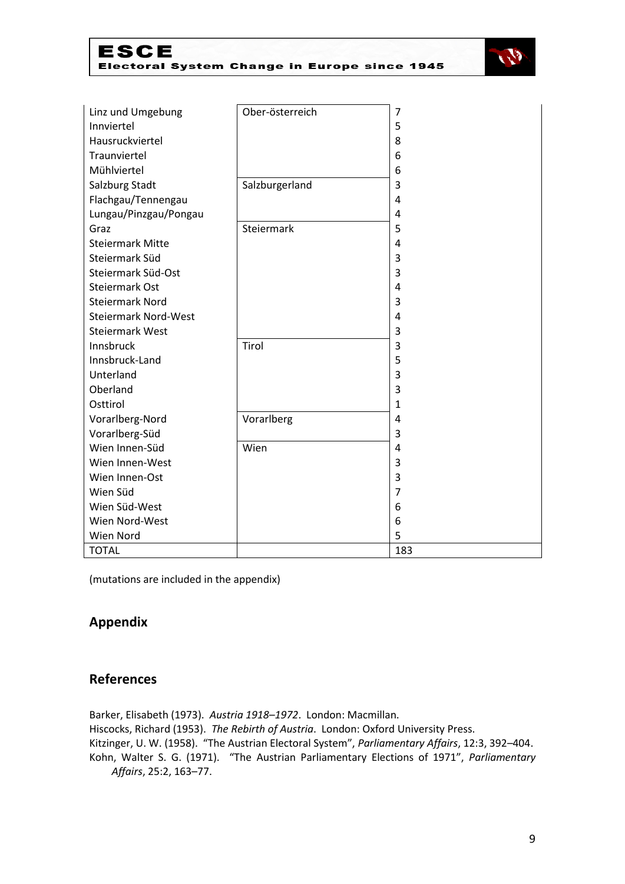| | | |
|---|---|---|
| Linz und Umgebung | Ober-österreich | 7 |
| Innviertel | | 5 |
| Hausruckviertel | | 8 |
| Traunviertel | | 6 |
| Mühlviertel | | 6 |
| Salzburg Stadt | Salzburgerland | 3 |
| Flachgau/Tennengau | | 4 |
| Lungau/Pinzgau/Pongau | | 4 |
| Graz | Steiermark | 5 |
| Steiermark Mitte | | 4 |
| Steiermark Süd | | 3 |
| Steiermark Süd-Ost | | 3 |
| Steiermark Ost | | 4 |
| Steiermark Nord | | 3 |
| Steiermark Nord-West | | 4 |
| Steiermark West | | 3 |
| Innsbruck | Tirol | 3 |
| Innsbruck-Land | | 5 |
| Unterland | | 3 |
| Oberland | | 3 |
| Osttirol | | 1 |
| Vorarlberg-Nord | Vorarlberg | 4 |
| Vorarlberg-Süd | | 3 |
| Wien Innen-Süd | Wien | 4 |
| Wien Innen-West | | 3 |
| Wien Innen-Ost | | 3 |
| Wien Süd | | 7 |
| Wien Süd-West | | 6 |
| Wien Nord-West | | 6 |
| Wien Nord | | 5 |
| TOTAL | | 183 |

(mutations are included in the appendix)

## Appendix

## References

Barker, Elisabeth (1973). *Austria 1918–1972*. London: Macmillan.

Hiscocks, Richard (1953). *The Rebirth of Austria*. London: Oxford University Press.

Kitzinger, U. W. (1958). "The Austrian Electoral System", *Parliamentary Affairs*, 12:3, 392–404.

Kohn, Walter S. G. (1971). "The Austrian Parliamentary Elections of 1971", *Parliamentary Affairs*, 25:2, 163–77.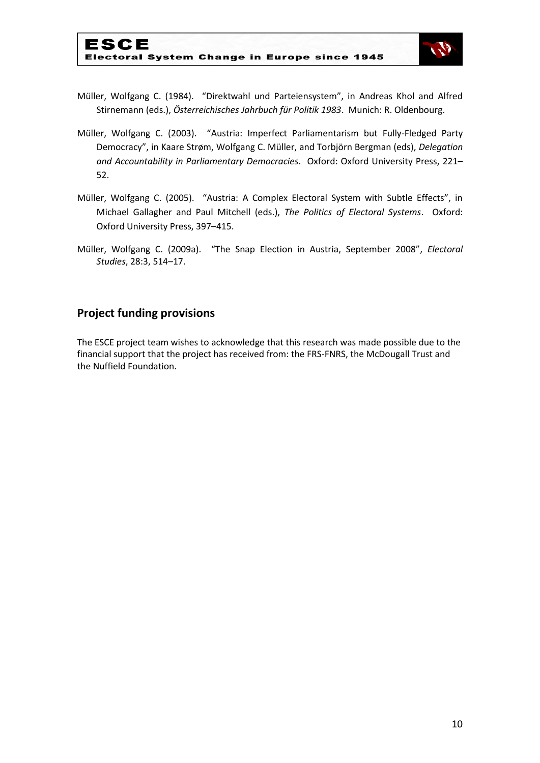Müller, Wolfgang C. (1984). "Direktwahl und Parteiensystem", in Andreas Khol and Alfred Stirnemann (eds.), *Österreichisches Jahrbuch für Politik 1983*. Munich: R. Oldenbourg.

Müller, Wolfgang C. (2003). "Austria: Imperfect Parliamentarism but Fully-Fledged Party Democracy", in Kaare Strøm, Wolfgang C. Müller, and Torbjörn Bergman (eds), *Delegation and Accountability in Parliamentary Democracies*. Oxford: Oxford University Press, 221–52.

Müller, Wolfgang C. (2005). "Austria: A Complex Electoral System with Subtle Effects", in Michael Gallagher and Paul Mitchell (eds.), *The Politics of Electoral Systems*. Oxford: Oxford University Press, 397–415.

Müller, Wolfgang C. (2009a). "The Snap Election in Austria, September 2008", *Electoral Studies*, 28:3, 514–17.

## Project funding provisions

The ESCE project team wishes to acknowledge that this research was made possible due to the financial support that the project has received from: the FRS-FNRS, the McDougall Trust and the Nuffield Foundation.